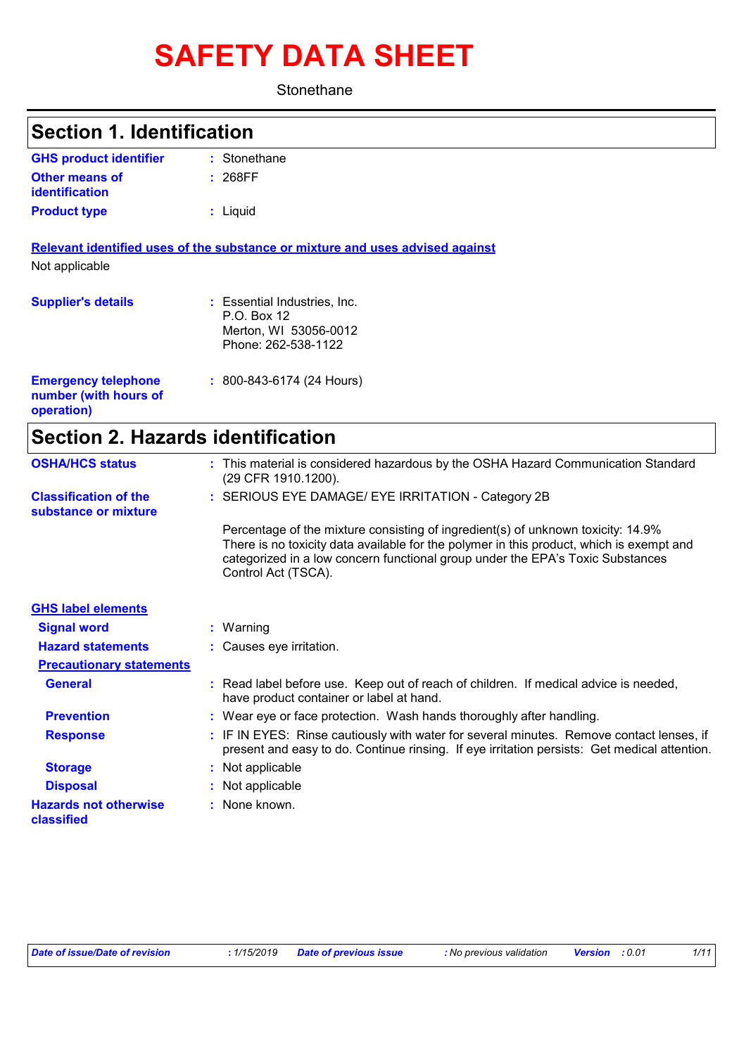# SAFETY DATA SHEET

Stonethane

## Section 1. Identification

| | |
|---|---|
| **GHS product identifier** | : Stonethane |
| **Other means of identification** | : 268FF |
| **Product type** | : Liquid |

**Relevant identified uses of the substance or mixture and uses advised against**

Not applicable

| | |
|---|---|
| **Supplier's details** | : Essential Industries, Inc.<br>P.O. Box 12<br>Merton, WI 53056-0012<br>Phone: 262-538-1122 |
| **Emergency telephone number (with hours of operation)** | : 800-843-6174 (24 Hours) |

## Section 2. Hazards identification

| | |
|---|---|
| **OSHA/HCS status** | : This material is considered hazardous by the OSHA Hazard Communication Standard (29 CFR 1910.1200). |
| **Classification of the substance or mixture** | : SERIOUS EYE DAMAGE/ EYE IRRITATION - Category 2B |

Percentage of the mixture consisting of ingredient(s) of unknown toxicity: 14.9%
There is no toxicity data available for the polymer in this product, which is exempt and categorized in a low concern functional group under the EPA's Toxic Substances Control Act (TSCA).

**GHS label elements**

| | |
|---|---|
| **Signal word** | : Warning |
| **Hazard statements** | : Causes eye irritation. |

**Precautionary statements**

| | |
|---|---|
| **General** | : Read label before use. Keep out of reach of children. If medical advice is needed, have product container or label at hand. |
| **Prevention** | : Wear eye or face protection. Wash hands thoroughly after handling. |
| **Response** | : IF IN EYES: Rinse cautiously with water for several minutes. Remove contact lenses, if present and easy to do. Continue rinsing. If eye irritation persists: Get medical attention. |
| **Storage** | : Not applicable |
| **Disposal** | : Not applicable |
| **Hazards not otherwise classified** | : None known. |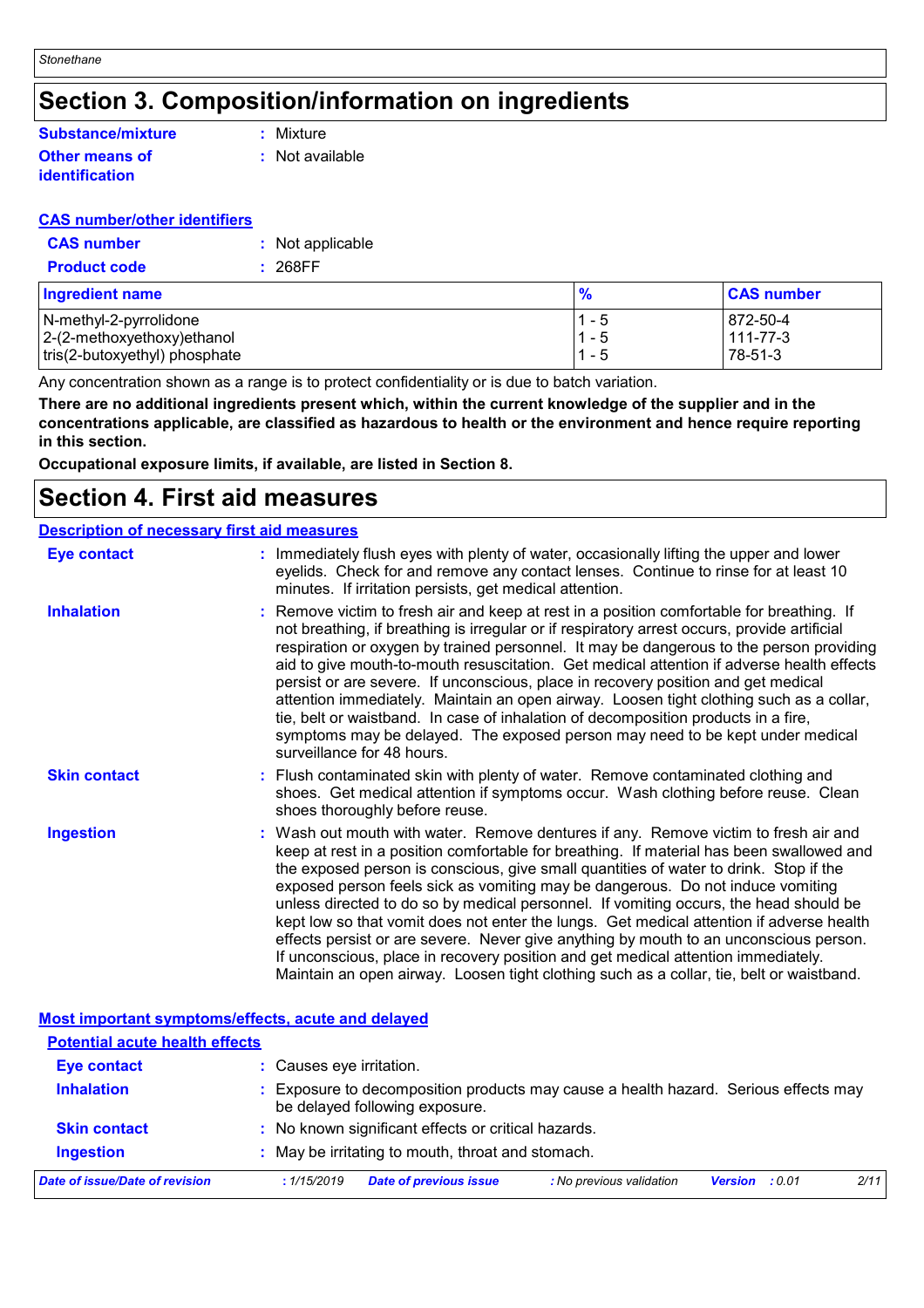# Section 3. Composition/information on ingredients

**Substance/mixture** : Mixture

**Other means of identification** : Not available

**CAS number/other identifiers**

**CAS number** : Not applicable

**Product code** : 268FF

| Ingredient name | % | CAS number |
|---|---|---|
| N-methyl-2-pyrrolidone | 1 - 5 | 872-50-4 |
| 2-(2-methoxyethoxy)ethanol | 1 - 5 | 111-77-3 |
| tris(2-butoxyethyl) phosphate | 1 - 5 | 78-51-3 |

Any concentration shown as a range is to protect confidentiality or is due to batch variation.

**There are no additional ingredients present which, within the current knowledge of the supplier and in the concentrations applicable, are classified as hazardous to health or the environment and hence require reporting in this section.**

**Occupational exposure limits, if available, are listed in Section 8.**

# Section 4. First aid measures

**Description of necessary first aid measures**

**Eye contact** : Immediately flush eyes with plenty of water, occasionally lifting the upper and lower eyelids. Check for and remove any contact lenses. Continue to rinse for at least 10 minutes. If irritation persists, get medical attention.

**Inhalation** : Remove victim to fresh air and keep at rest in a position comfortable for breathing. If not breathing, if breathing is irregular or if respiratory arrest occurs, provide artificial respiration or oxygen by trained personnel. It may be dangerous to the person providing aid to give mouth-to-mouth resuscitation. Get medical attention if adverse health effects persist or are severe. If unconscious, place in recovery position and get medical attention immediately. Maintain an open airway. Loosen tight clothing such as a collar, tie, belt or waistband. In case of inhalation of decomposition products in a fire, symptoms may be delayed. The exposed person may need to be kept under medical surveillance for 48 hours.

**Skin contact** : Flush contaminated skin with plenty of water. Remove contaminated clothing and shoes. Get medical attention if symptoms occur. Wash clothing before reuse. Clean shoes thoroughly before reuse.

**Ingestion** : Wash out mouth with water. Remove dentures if any. Remove victim to fresh air and keep at rest in a position comfortable for breathing. If material has been swallowed and the exposed person is conscious, give small quantities of water to drink. Stop if the exposed person feels sick as vomiting may be dangerous. Do not induce vomiting unless directed to do so by medical personnel. If vomiting occurs, the head should be kept low so that vomit does not enter the lungs. Get medical attention if adverse health effects persist or are severe. Never give anything by mouth to an unconscious person. If unconscious, place in recovery position and get medical attention immediately. Maintain an open airway. Loosen tight clothing such as a collar, tie, belt or waistband.

**Most important symptoms/effects, acute and delayed**

**Potential acute health effects**

**Eye contact** : Causes eye irritation.

**Inhalation** : Exposure to decomposition products may cause a health hazard. Serious effects may be delayed following exposure.

**Skin contact** : No known significant effects or critical hazards.

**Ingestion** : May be irritating to mouth, throat and stomach.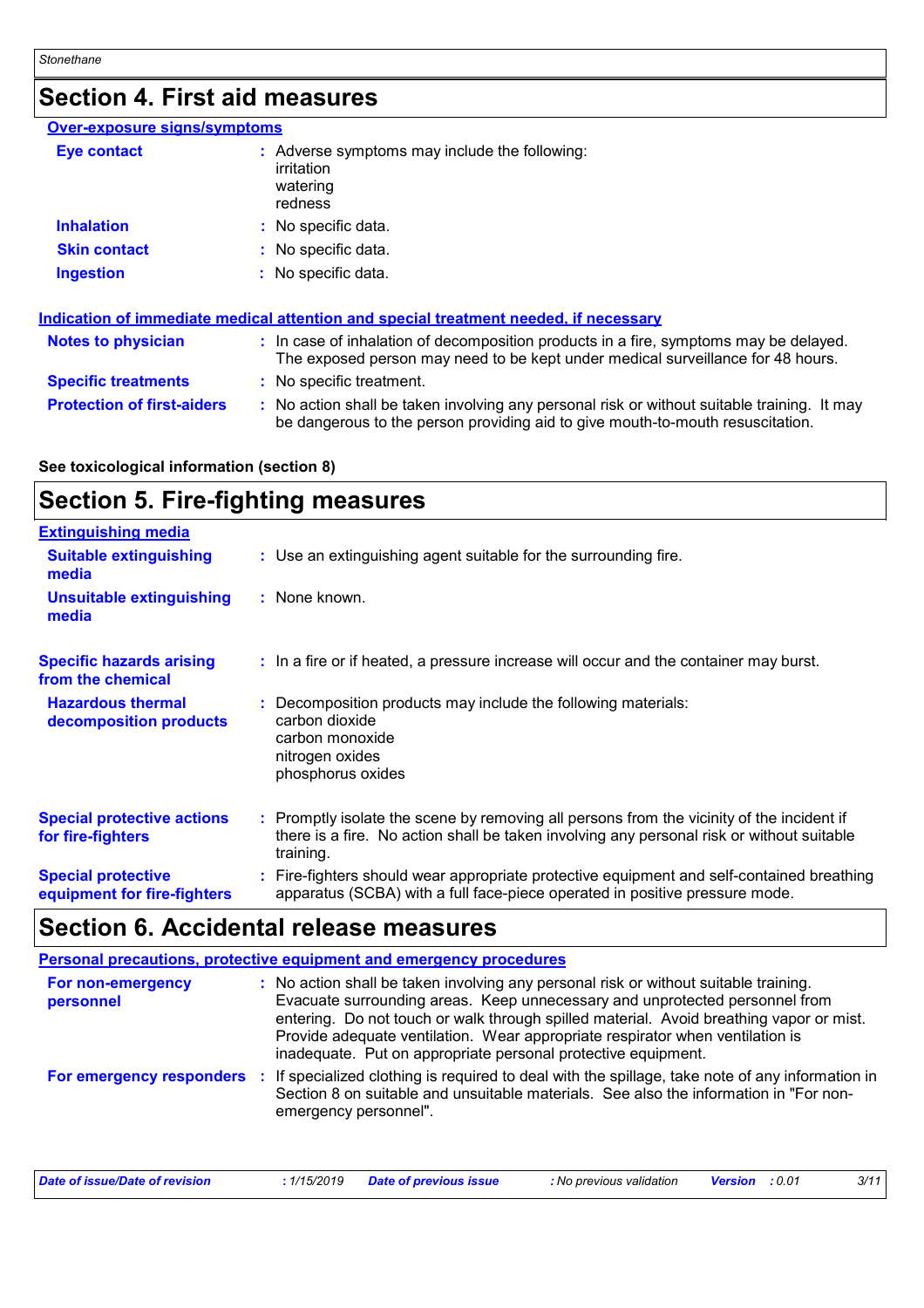## Section 4. First aid measures

### Over-exposure signs/symptoms

| | |
|---|---|
| **Eye contact** | Adverse symptoms may include the following:<br>irritation<br>watering<br>redness |
| **Inhalation** | No specific data. |
| **Skin contact** | No specific data. |
| **Ingestion** | No specific data. |

### Indication of immediate medical attention and special treatment needed, if necessary

| | |
|---|---|
| **Notes to physician** | In case of inhalation of decomposition products in a fire, symptoms may be delayed. The exposed person may need to be kept under medical surveillance for 48 hours. |
| **Specific treatments** | No specific treatment. |
| **Protection of first-aiders** | No action shall be taken involving any personal risk or without suitable training. It may be dangerous to the person providing aid to give mouth-to-mouth resuscitation. |

**See toxicological information (section 8)**

## Section 5. Fire-fighting measures

### Extinguishing media

| | |
|---|---|
| **Suitable extinguishing media** | Use an extinguishing agent suitable for the surrounding fire. |
| **Unsuitable extinguishing media** | None known. |

| | |
|---|---|
| **Specific hazards arising from the chemical** | In a fire or if heated, a pressure increase will occur and the container may burst. |
| **Hazardous thermal decomposition products** | Decomposition products may include the following materials:<br>carbon dioxide<br>carbon monoxide<br>nitrogen oxides<br>phosphorus oxides |
| **Special protective actions for fire-fighters** | Promptly isolate the scene by removing all persons from the vicinity of the incident if there is a fire. No action shall be taken involving any personal risk or without suitable training. |
| **Special protective equipment for fire-fighters** | Fire-fighters should wear appropriate protective equipment and self-contained breathing apparatus (SCBA) with a full face-piece operated in positive pressure mode. |

## Section 6. Accidental release measures

### Personal precautions, protective equipment and emergency procedures

| | |
|---|---|
| **For non-emergency personnel** | No action shall be taken involving any personal risk or without suitable training. Evacuate surrounding areas. Keep unnecessary and unprotected personnel from entering. Do not touch or walk through spilled material. Avoid breathing vapor or mist. Provide adequate ventilation. Wear appropriate respirator when ventilation is inadequate. Put on appropriate personal protective equipment. |
| **For emergency responders** | If specialized clothing is required to deal with the spillage, take note of any information in Section 8 on suitable and unsuitable materials. See also the information in "For non-emergency personnel". |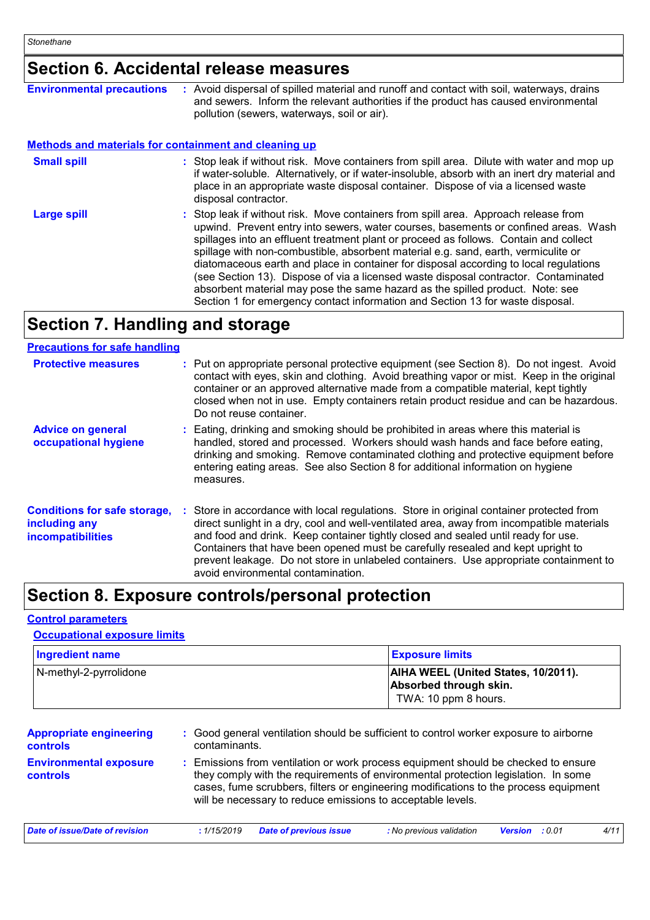## Section 6. Accidental release measures

**Environmental precautions** : Avoid dispersal of spilled material and runoff and contact with soil, waterways, drains and sewers. Inform the relevant authorities if the product has caused environmental pollution (sewers, waterways, soil or air).

### Methods and materials for containment and cleaning up

**Small spill** : Stop leak if without risk. Move containers from spill area. Dilute with water and mop up if water-soluble. Alternatively, or if water-insoluble, absorb with an inert dry material and place in an appropriate waste disposal container. Dispose of via a licensed waste disposal contractor.

**Large spill** : Stop leak if without risk. Move containers from spill area. Approach release from upwind. Prevent entry into sewers, water courses, basements or confined areas. Wash spillages into an effluent treatment plant or proceed as follows. Contain and collect spillage with non-combustible, absorbent material e.g. sand, earth, vermiculite or diatomaceous earth and place in container for disposal according to local regulations (see Section 13). Dispose of via a licensed waste disposal contractor. Contaminated absorbent material may pose the same hazard as the spilled product. Note: see Section 1 for emergency contact information and Section 13 for waste disposal.

## Section 7. Handling and storage

### Precautions for safe handling

**Protective measures** : Put on appropriate personal protective equipment (see Section 8). Do not ingest. Avoid contact with eyes, skin and clothing. Avoid breathing vapor or mist. Keep in the original container or an approved alternative made from a compatible material, kept tightly closed when not in use. Empty containers retain product residue and can be hazardous. Do not reuse container.

**Advice on general occupational hygiene** : Eating, drinking and smoking should be prohibited in areas where this material is handled, stored and processed. Workers should wash hands and face before eating, drinking and smoking. Remove contaminated clothing and protective equipment before entering eating areas. See also Section 8 for additional information on hygiene measures.

**Conditions for safe storage, including any incompatibilities** : Store in accordance with local regulations. Store in original container protected from direct sunlight in a dry, cool and well-ventilated area, away from incompatible materials and food and drink. Keep container tightly closed and sealed until ready for use. Containers that have been opened must be carefully resealed and kept upright to prevent leakage. Do not store in unlabeled containers. Use appropriate containment to avoid environmental contamination.

## Section 8. Exposure controls/personal protection

### Control parameters

#### Occupational exposure limits

| Ingredient name | Exposure limits |
|---|---|
| N-methyl-2-pyrrolidone | **AIHA WEEL (United States, 10/2011). Absorbed through skin.** TWA: 10 ppm 8 hours. |

**Appropriate engineering controls** : Good general ventilation should be sufficient to control worker exposure to airborne contaminants.

**Environmental exposure controls** : Emissions from ventilation or work process equipment should be checked to ensure they comply with the requirements of environmental protection legislation. In some cases, fume scrubbers, filters or engineering modifications to the process equipment will be necessary to reduce emissions to acceptable levels.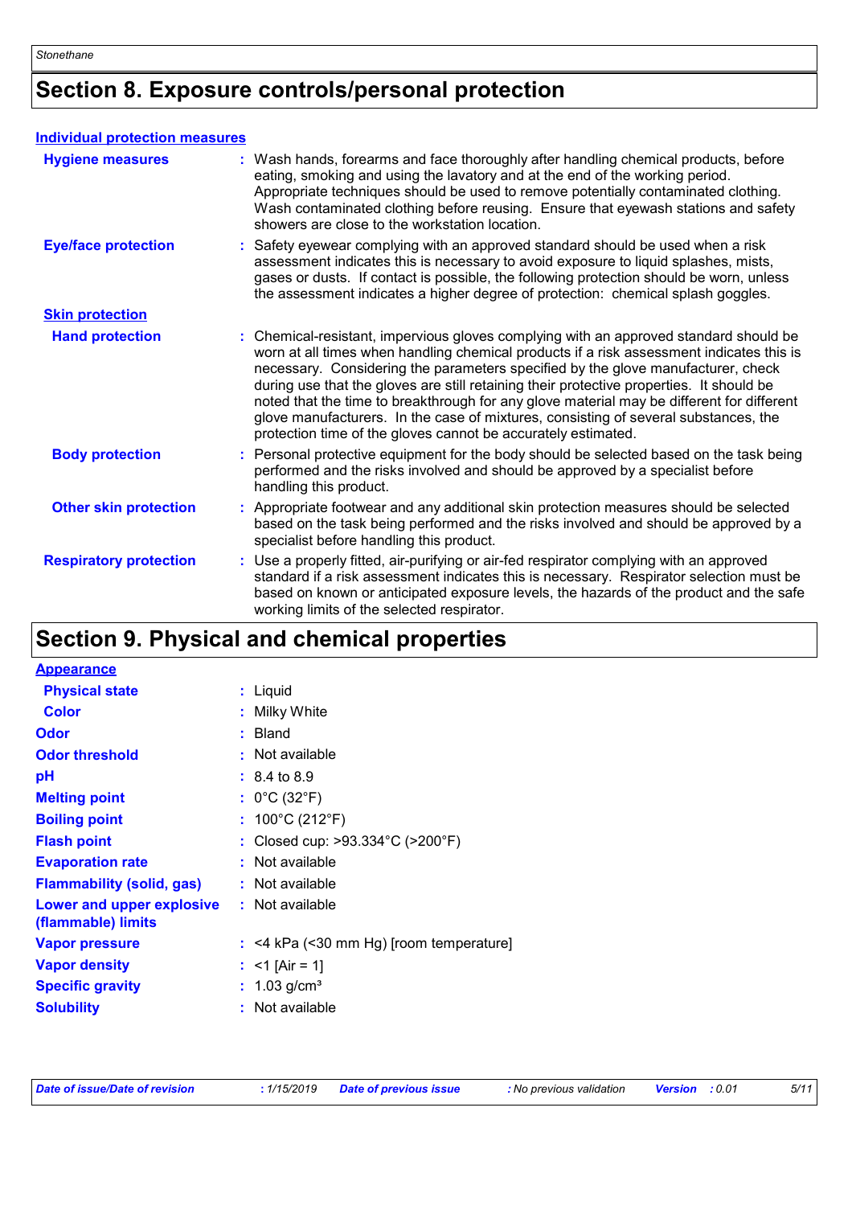# Section 8. Exposure controls/personal protection

**Individual protection measures**

**Hygiene measures** : Wash hands, forearms and face thoroughly after handling chemical products, before eating, smoking and using the lavatory and at the end of the working period. Appropriate techniques should be used to remove potentially contaminated clothing. Wash contaminated clothing before reusing. Ensure that eyewash stations and safety showers are close to the workstation location.

**Eye/face protection** : Safety eyewear complying with an approved standard should be used when a risk assessment indicates this is necessary to avoid exposure to liquid splashes, mists, gases or dusts. If contact is possible, the following protection should be worn, unless the assessment indicates a higher degree of protection: chemical splash goggles.

**Skin protection**

**Hand protection** : Chemical-resistant, impervious gloves complying with an approved standard should be worn at all times when handling chemical products if a risk assessment indicates this is necessary. Considering the parameters specified by the glove manufacturer, check during use that the gloves are still retaining their protective properties. It should be noted that the time to breakthrough for any glove material may be different for different glove manufacturers. In the case of mixtures, consisting of several substances, the protection time of the gloves cannot be accurately estimated.

**Body protection** : Personal protective equipment for the body should be selected based on the task being performed and the risks involved and should be approved by a specialist before handling this product.

**Other skin protection** : Appropriate footwear and any additional skin protection measures should be selected based on the task being performed and the risks involved and should be approved by a specialist before handling this product.

**Respiratory protection** : Use a properly fitted, air-purifying or air-fed respirator complying with an approved standard if a risk assessment indicates this is necessary. Respirator selection must be based on known or anticipated exposure levels, the hazards of the product and the safe working limits of the selected respirator.

# Section 9. Physical and chemical properties

**Appearance**

**Physical state** : Liquid

**Color** : Milky White

**Odor** : Bland

**Odor threshold** : Not available

**pH** : 8.4 to 8.9

**Melting point** : 0°C (32°F)

**Boiling point** : 100°C (212°F)

**Flash point** : Closed cup: >93.334°C (>200°F)

**Evaporation rate** : Not available

**Flammability (solid, gas)** : Not available

**Lower and upper explosive (flammable) limits** : Not available

**Vapor pressure** : <4 kPa (<30 mm Hg) [room temperature]

**Vapor density** : <1 [Air = 1]

**Specific gravity** : 1.03 g/cm³

**Solubility** : Not available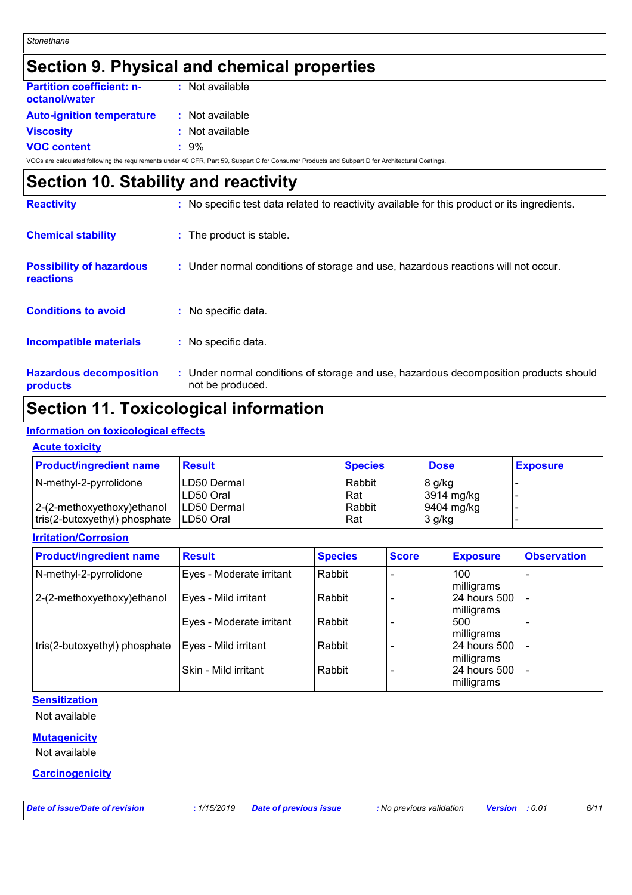## Section 9. Physical and chemical properties

**Partition coefficient: n-octanol/water** : Not available

**Auto-ignition temperature** : Not available

**Viscosity** : Not available

**VOC content** : 9%

VOCs are calculated following the requirements under 40 CFR, Part 59, Subpart C for Consumer Products and Subpart D for Architectural Coatings.

## Section 10. Stability and reactivity

**Reactivity** : No specific test data related to reactivity available for this product or its ingredients.

**Chemical stability** : The product is stable.

**Possibility of hazardous reactions** : Under normal conditions of storage and use, hazardous reactions will not occur.

**Conditions to avoid** : No specific data.

**Incompatible materials** : No specific data.

**Hazardous decomposition products** : Under normal conditions of storage and use, hazardous decomposition products should not be produced.

## Section 11. Toxicological information

### Information on toxicological effects

#### Acute toxicity

| Product/ingredient name | Result | Species | Dose | Exposure |
|---|---|---|---|---|
| N-methyl-2-pyrrolidone | LD50 Dermal | Rabbit | 8 g/kg | - |
| | LD50 Oral | Rat | 3914 mg/kg | - |
| 2-(2-methoxyethoxy)ethanol | LD50 Dermal | Rabbit | 9404 mg/kg | - |
| tris(2-butoxyethyl) phosphate | LD50 Oral | Rat | 3 g/kg | - |

#### Irritation/Corrosion

| Product/ingredient name | Result | Species | Score | Exposure | Observation |
|---|---|---|---|---|---|
| N-methyl-2-pyrrolidone | Eyes - Moderate irritant | Rabbit | - | 100 milligrams | - |
| 2-(2-methoxyethoxy)ethanol | Eyes - Mild irritant | Rabbit | - | 24 hours 500 milligrams | - |
| | Eyes - Moderate irritant | Rabbit | - | 500 milligrams | - |
| tris(2-butoxyethyl) phosphate | Eyes - Mild irritant | Rabbit | - | 24 hours 500 milligrams | - |
| | Skin - Mild irritant | Rabbit | - | 24 hours 500 milligrams | - |

#### Sensitization

Not available

#### Mutagenicity

Not available

#### Carcinogenicity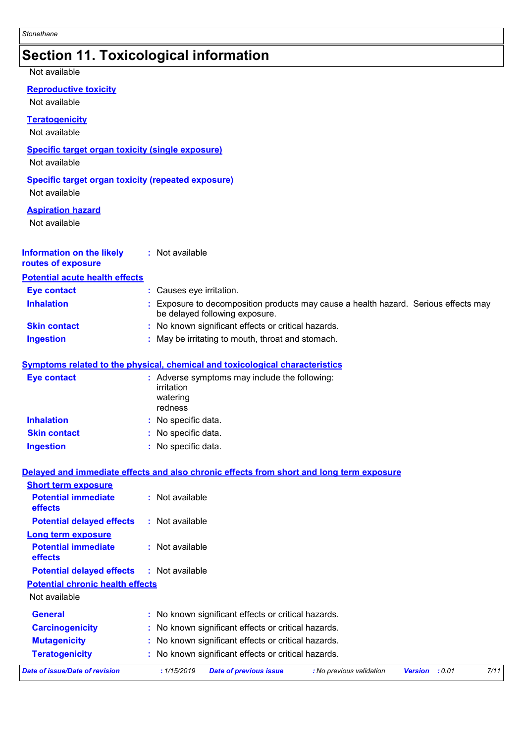## Section 11. Toxicological information

Not available

**Reproductive toxicity**

Not available

**Teratogenicity**

Not available

**Specific target organ toxicity (single exposure)**

Not available

**Specific target organ toxicity (repeated exposure)**

Not available

**Aspiration hazard**

Not available

**Information on the likely routes of exposure** : Not available

**Potential acute health effects**

**Eye contact** : Causes eye irritation.

**Inhalation** : Exposure to decomposition products may cause a health hazard. Serious effects may be delayed following exposure.

**Skin contact** : No known significant effects or critical hazards.

**Ingestion** : May be irritating to mouth, throat and stomach.

**Symptoms related to the physical, chemical and toxicological characteristics**

**Eye contact** : Adverse symptoms may include the following:
irritation
watering
redness

**Inhalation** : No specific data.

**Skin contact** : No specific data.

**Ingestion** : No specific data.

**Delayed and immediate effects and also chronic effects from short and long term exposure**

**Short term exposure**

**Potential immediate effects** : Not available

**Potential delayed effects** : Not available

**Long term exposure**

**Potential immediate effects** : Not available

**Potential delayed effects** : Not available

**Potential chronic health effects**

Not available

**General** : No known significant effects or critical hazards.

**Carcinogenicity** : No known significant effects or critical hazards.

**Mutagenicity** : No known significant effects or critical hazards.

**Teratogenicity** : No known significant effects or critical hazards.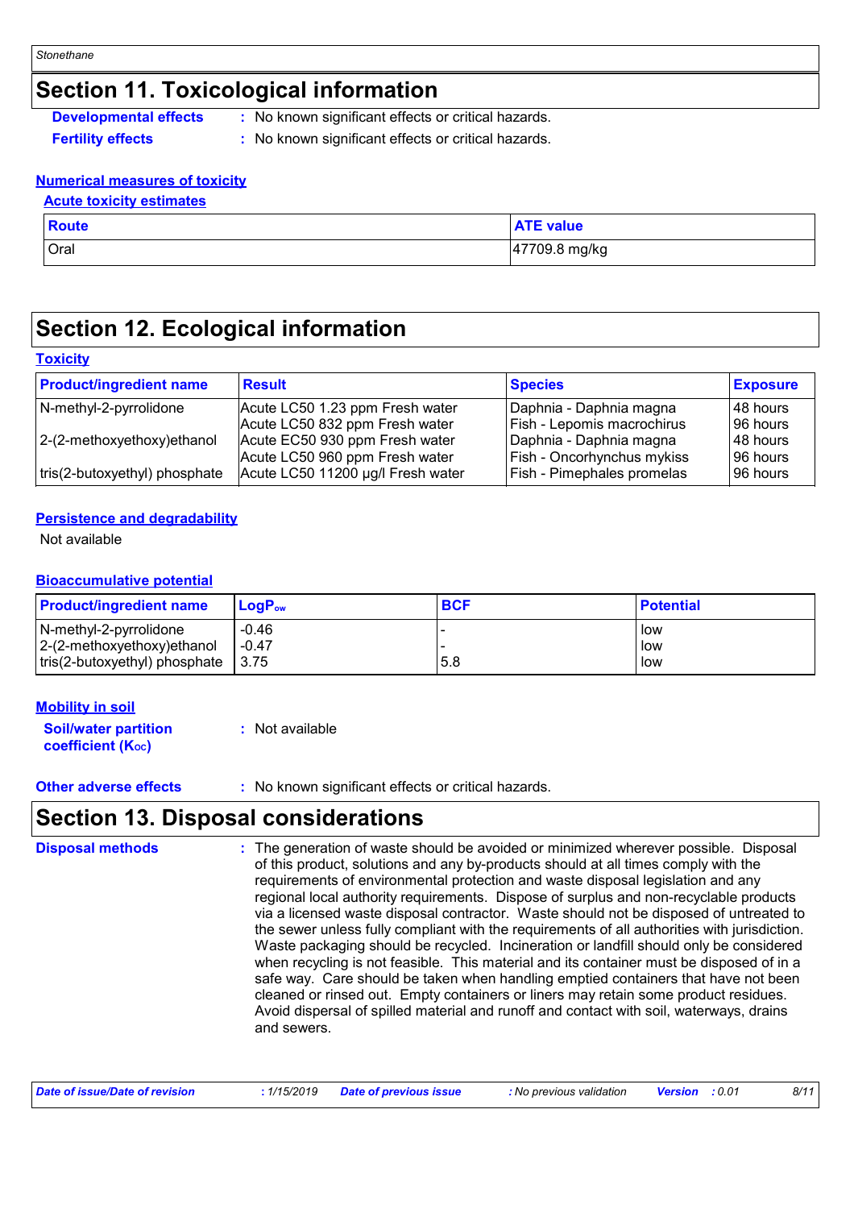# Section 11. Toxicological information

**Developmental effects** : No known significant effects or critical hazards.

**Fertility effects** : No known significant effects or critical hazards.

### Numerical measures of toxicity

#### Acute toxicity estimates

| Route | ATE value |
|---|---|
| Oral | 47709.8 mg/kg |

# Section 12. Ecological information

### Toxicity

| Product/ingredient name | Result | Species | Exposure |
|---|---|---|---|
| N-methyl-2-pyrrolidone | Acute LC50 1.23 ppm Fresh water | Daphnia - Daphnia magna | 48 hours |
| | Acute LC50 832 ppm Fresh water | Fish - Lepomis macrochirus | 96 hours |
| 2-(2-methoxyethoxy)ethanol | Acute EC50 930 ppm Fresh water | Daphnia - Daphnia magna | 48 hours |
| | Acute LC50 960 ppm Fresh water | Fish - Oncorhynchus mykiss | 96 hours |
| tris(2-butoxyethyl) phosphate | Acute LC50 11200 µg/l Fresh water | Fish - Pimephales promelas | 96 hours |

### Persistence and degradability

Not available

### Bioaccumulative potential

| Product/ingredient name | $LogP_{ow}$ | BCF | Potential |
|---|---|---|---|
| N-methyl-2-pyrrolidone | -0.46 | - | low |
| 2-(2-methoxyethoxy)ethanol | -0.47 | - | low |
| tris(2-butoxyethyl) phosphate | 3.75 | 5.8 | low |

### Mobility in soil

**Soil/water partition coefficient ($K_{OC}$)** : Not available

**Other adverse effects** : No known significant effects or critical hazards.

# Section 13. Disposal considerations

**Disposal methods** : The generation of waste should be avoided or minimized wherever possible. Disposal of this product, solutions and any by-products should at all times comply with the requirements of environmental protection and waste disposal legislation and any regional local authority requirements. Dispose of surplus and non-recyclable products via a licensed waste disposal contractor. Waste should not be disposed of untreated to the sewer unless fully compliant with the requirements of all authorities with jurisdiction. Waste packaging should be recycled. Incineration or landfill should only be considered when recycling is not feasible. This material and its container must be disposed of in a safe way. Care should be taken when handling emptied containers that have not been cleaned or rinsed out. Empty containers or liners may retain some product residues. Avoid dispersal of spilled material and runoff and contact with soil, waterways, drains and sewers.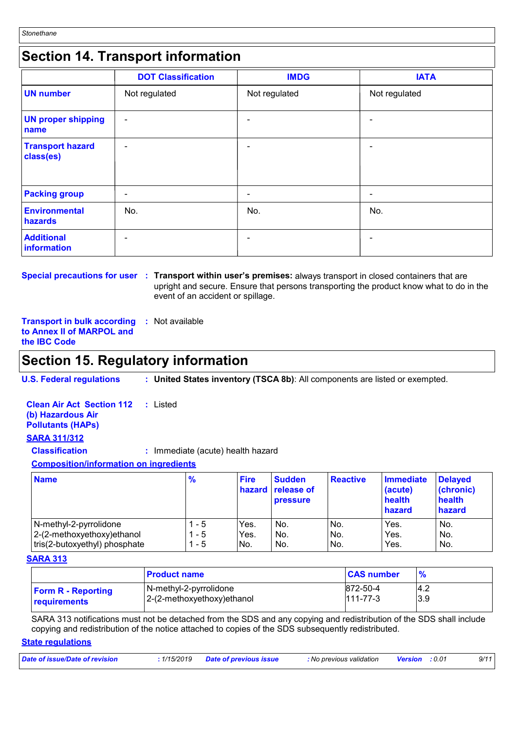## Section 14. Transport information

| | DOT Classification | IMDG | IATA |
|---|---|---|---|
| **UN number** | Not regulated | Not regulated | Not regulated |
| **UN proper shipping name** | - | - | - |
| **Transport hazard class(es)** | - | - | - |
| **Packing group** | - | - | - |
| **Environmental hazards** | No. | No. | No. |
| **Additional information** | - | - | - |

**Special precautions for user** : **Transport within user's premises:** always transport in closed containers that are upright and secure. Ensure that persons transporting the product know what to do in the event of an accident or spillage.

**Transport in bulk according to Annex II of MARPOL and the IBC Code** : Not available

## Section 15. Regulatory information

**U.S. Federal regulations** : **United States inventory (TSCA 8b)**: All components are listed or exempted.

**Clean Air Act Section 112 (b) Hazardous Air Pollutants (HAPs)** : Listed

**SARA 311/312**

**Classification** : Immediate (acute) health hazard

**Composition/information on ingredients**

| Name | % | Fire hazard | Sudden release of pressure | Reactive | Immediate (acute) health hazard | Delayed (chronic) health hazard |
|---|---|---|---|---|---|---|
| N-methyl-2-pyrrolidone | 1 - 5 | Yes. | No. | No. | Yes. | No. |
| 2-(2-methoxyethoxy)ethanol | 1 - 5 | Yes. | No. | No. | Yes. | No. |
| tris(2-butoxyethyl) phosphate | 1 - 5 | No. | No. | No. | Yes. | No. |

**SARA 313**

| | Product name | CAS number | % |
|---|---|---|---|
| **Form R - Reporting requirements** | N-methyl-2-pyrrolidone | 872-50-4 | 4.2 |
| | 2-(2-methoxyethoxy)ethanol | 111-77-3 | 3.9 |

SARA 313 notifications must not be detached from the SDS and any copying and redistribution of the SDS shall include copying and redistribution of the notice attached to copies of the SDS subsequently redistributed.

**State regulations**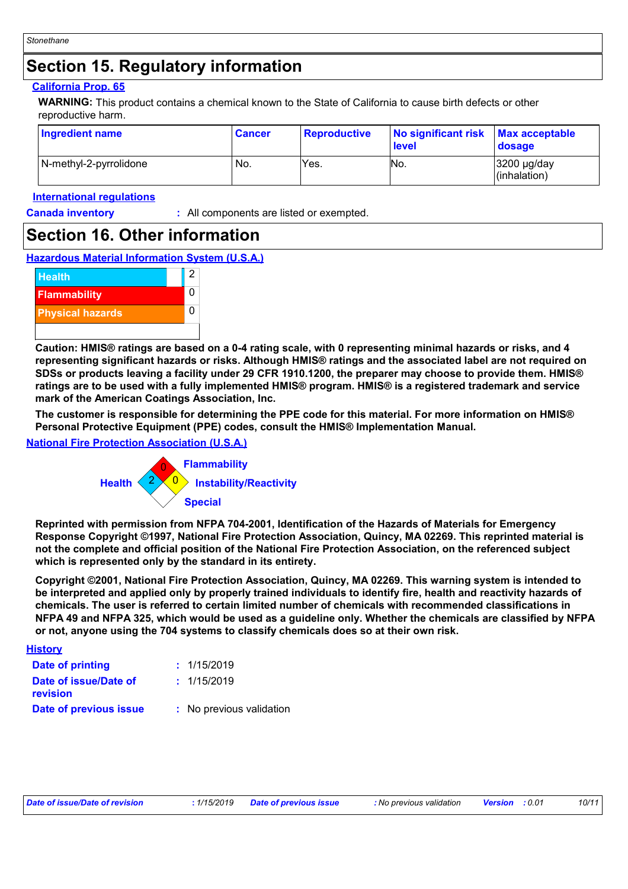## Section 15. Regulatory information

**California Prop. 65**

**WARNING:** This product contains a chemical known to the State of California to cause birth defects or other reproductive harm.

| Ingredient name | Cancer | Reproductive | No significant risk level | Max acceptable dosage |
|---|---|---|---|---|
| N-methyl-2-pyrrolidone | No. | Yes. | No. | 3200 µg/day (inhalation) |

**International regulations**

**Canada inventory** : All components are listed or exempted.

## Section 16. Other information

**Hazardous Material Information System (U.S.A.)**

| | |
|---|---|
| Health | 2 |
| Flammability | 0 |
| Physical hazards | 0 |

**Caution: HMIS® ratings are based on a 0-4 rating scale, with 0 representing minimal hazards or risks, and 4 representing significant hazards or risks. Although HMIS® ratings and the associated label are not required on SDSs or products leaving a facility under 29 CFR 1910.1200, the preparer may choose to provide them. HMIS® ratings are to be used with a fully implemented HMIS® program. HMIS® is a registered trademark and service mark of the American Coatings Association, Inc.**

**The customer is responsible for determining the PPE code for this material. For more information on HMIS® Personal Protective Equipment (PPE) codes, consult the HMIS® Implementation Manual.**

**National Fire Protection Association (U.S.A.)**

| | |
|---|---|
| Health | 2 |
| Flammability | 0 |
| Instability/Reactivity | 0 |
| Special | |

**Reprinted with permission from NFPA 704-2001, Identification of the Hazards of Materials for Emergency Response Copyright ©1997, National Fire Protection Association, Quincy, MA 02269. This reprinted material is not the complete and official position of the National Fire Protection Association, on the referenced subject which is represented only by the standard in its entirety.**

**Copyright ©2001, National Fire Protection Association, Quincy, MA 02269. This warning system is intended to be interpreted and applied only by properly trained individuals to identify fire, health and reactivity hazards of chemicals. The user is referred to certain limited number of chemicals with recommended classifications in NFPA 49 and NFPA 325, which would be used as a guideline only. Whether the chemicals are classified by NFPA or not, anyone using the 704 systems to classify chemicals does so at their own risk.**

**History**

**Date of printing** : 1/15/2019

**Date of issue/Date of revision** : 1/15/2019

**Date of previous issue** : No previous validation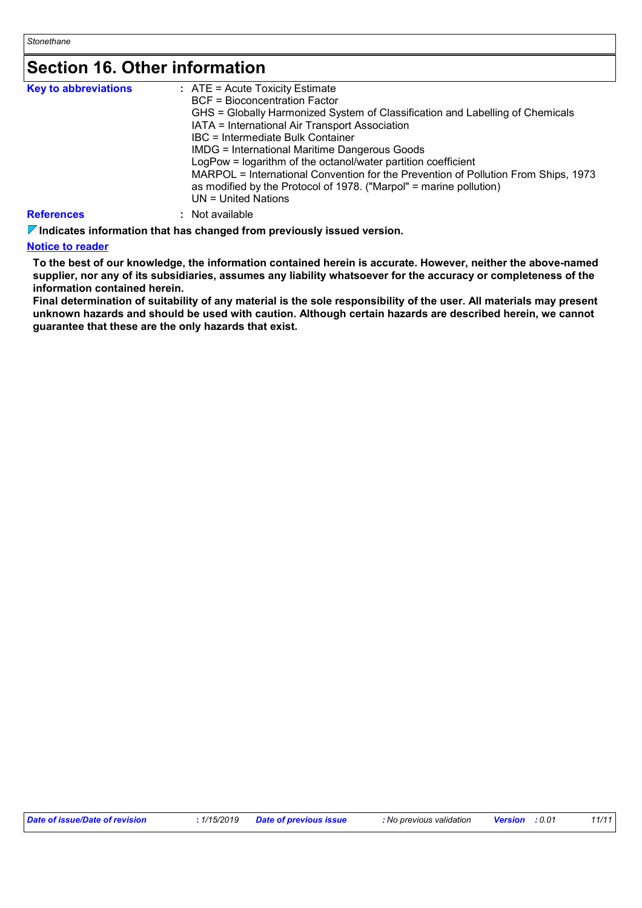## Section 16. Other information

**Key to abbreviations** : ATE = Acute Toxicity Estimate
BCF = Bioconcentration Factor
GHS = Globally Harmonized System of Classification and Labelling of Chemicals
IATA = International Air Transport Association
IBC = Intermediate Bulk Container
IMDG = International Maritime Dangerous Goods
LogPow = logarithm of the octanol/water partition coefficient
MARPOL = International Convention for the Prevention of Pollution From Ships, 1973 as modified by the Protocol of 1978. ("Marpol" = marine pollution)
UN = United Nations

**References** : Not available

**Indicates information that has changed from previously issued version.**

**Notice to reader**

**To the best of our knowledge, the information contained herein is accurate. However, neither the above-named supplier, nor any of its subsidiaries, assumes any liability whatsoever for the accuracy or completeness of the information contained herein.**

**Final determination of suitability of any material is the sole responsibility of the user. All materials may present unknown hazards and should be used with caution. Although certain hazards are described herein, we cannot guarantee that these are the only hazards that exist.**